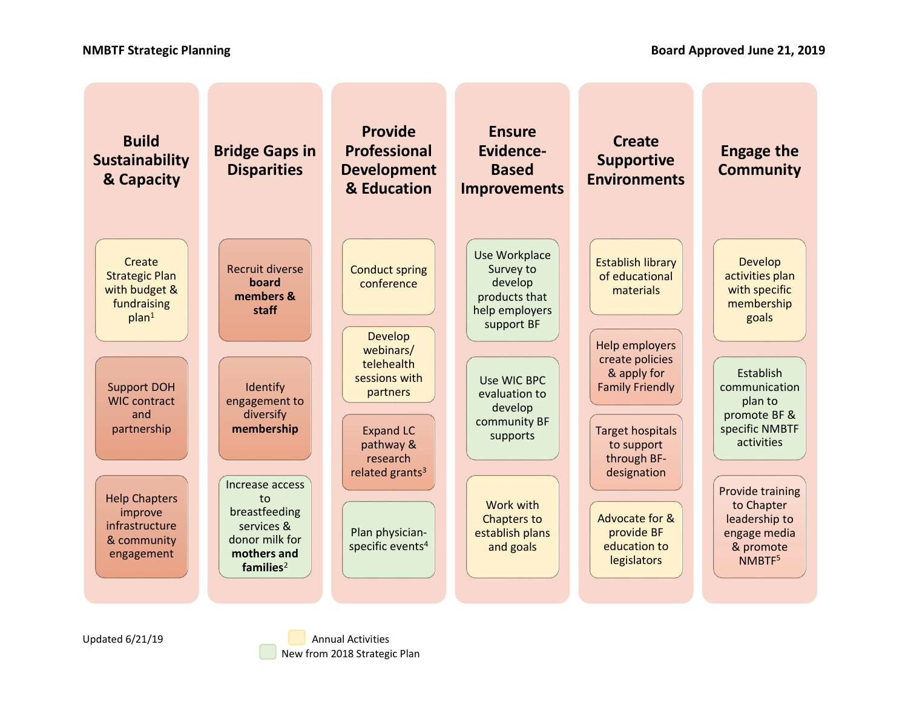**NMBTF Strategic Planning** **Board Approved June 21, 2019**

## Build Sustainability & Capacity

- Create Strategic Plan with budget & fundraising plan[1]
- Support DOH WIC contract and partnership
- Help Chapters improve infrastructure & community engagement

## Bridge Gaps in Disparities

- Recruit diverse **board members & staff**
- Identify engagement to diversify **membership**
- Increase access to breastfeeding services & donor milk for **mothers and families**[2]

## Provide Professional Development & Education

- Conduct spring conference
- Develop webinars/ telehealth sessions with partners
- Expand LC pathway & research related grants[3]
- Plan physician-specific events[4]

## Ensure Evidence-Based Improvements

- Use Workplace Survey to develop products that help employers support BF
- Use WIC BPC evaluation to develop community BF supports
- Work with Chapters to establish plans and goals

## Create Supportive Environments

- Establish library of educational materials
- Help employers create policies & apply for Family Friendly
- Target hospitals to support through BF-designation
- Advocate for & provide BF education to legislators

## Engage the Community

- Develop activities plan with specific membership goals
- Establish communication plan to promote BF & specific NMBTF activities
- Provide training to Chapter leadership to engage media & promote NMBTF[5]

Updated 6/21/19

Annual Activities

New from 2018 Strategic Plan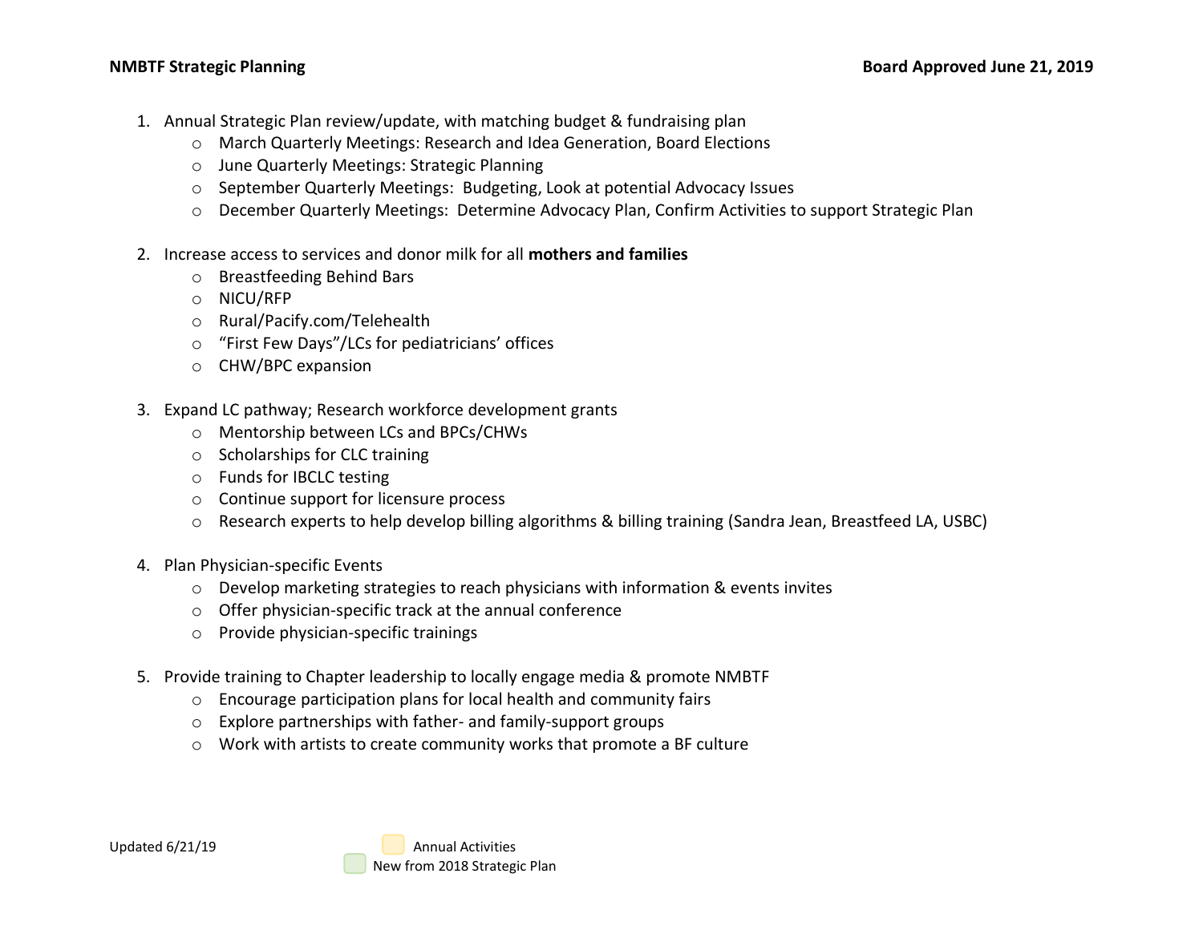**NMBTF Strategic Planning** **Board Approved June 21, 2019**

1. Annual Strategic Plan review/update, with matching budget & fundraising plan
   - March Quarterly Meetings: Research and Idea Generation, Board Elections
   - June Quarterly Meetings: Strategic Planning
   - September Quarterly Meetings: Budgeting, Look at potential Advocacy Issues
   - December Quarterly Meetings: Determine Advocacy Plan, Confirm Activities to support Strategic Plan

2. Increase access to services and donor milk for all **mothers and families**
   - Breastfeeding Behind Bars
   - NICU/RFP
   - Rural/Pacify.com/Telehealth
   - "First Few Days"/LCs for pediatricians' offices
   - CHW/BPC expansion

3. Expand LC pathway; Research workforce development grants
   - Mentorship between LCs and BPCs/CHWs
   - Scholarships for CLC training
   - Funds for IBCLC testing
   - Continue support for licensure process
   - Research experts to help develop billing algorithms & billing training (Sandra Jean, Breastfeed LA, USBC)

4. Plan Physician-specific Events
   - Develop marketing strategies to reach physicians with information & events invites
   - Offer physician-specific track at the annual conference
   - Provide physician-specific trainings

5. Provide training to Chapter leadership to locally engage media & promote NMBTF
   - Encourage participation plans for local health and community fairs
   - Explore partnerships with father- and family-support groups
   - Work with artists to create community works that promote a BF culture

Updated 6/21/19

Annual Activities

New from 2018 Strategic Plan